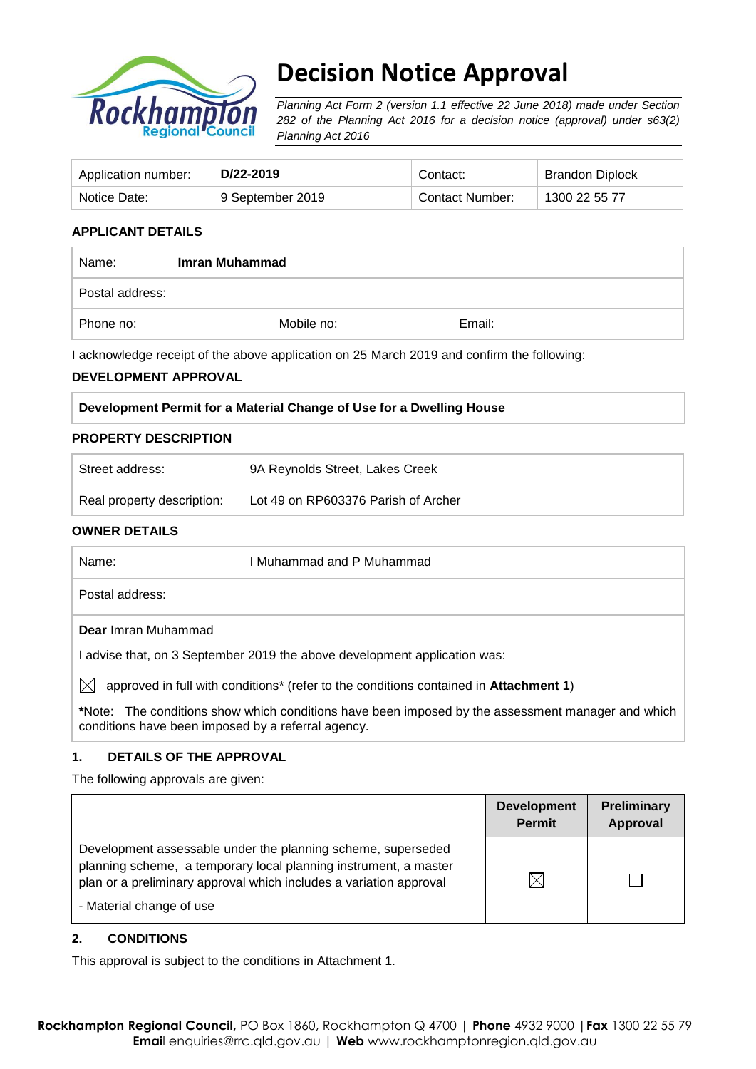# Decision Notice Approval

*Planning Act Form 2 (version 1.1 effective 22 June 2018) made under Section 282 of the Planning Act 2016 for a decision notice (approval) under s63(2) Planning Act 2016*

| Application number: | **D/22-2019** | Contact: | Brandon Diplock |
|---|---|---|---|
| Notice Date: | 9 September 2019 | Contact Number: | 1300 22 55 77 |

**APPLICANT DETAILS**

| Name: | **Imran Muhammad** | |
|---|---|---|
| Postal address: | | |
| Phone no: | Mobile no: | Email: |

I acknowledge receipt of the above application on 25 March 2019 and confirm the following:

**DEVELOPMENT APPROVAL**

**Development Permit for a Material Change of Use for a Dwelling House**

**PROPERTY DESCRIPTION**

| Street address: | 9A Reynolds Street, Lakes Creek |
|---|---|
| Real property description: | Lot 49 on RP603376 Parish of Archer |

**OWNER DETAILS**

| Name: | I Muhammad and P Muhammad |
|---|---|
| Postal address: | |

**Dear** Imran Muhammad

I advise that, on 3 September 2019 the above development application was:

☒ approved in full with conditions* (refer to the conditions contained in **Attachment 1**)

***Note:** The conditions show which conditions have been imposed by the assessment manager and which conditions have been imposed by a referral agency.

## 1. DETAILS OF THE APPROVAL

The following approvals are given:

| | Development Permit | Preliminary Approval |
|---|---|---|
| Development assessable under the planning scheme, superseded planning scheme, a temporary local planning instrument, a master plan or a preliminary approval which includes a variation approval<br>- Material change of use | ☒ | ☐ |

## 2. CONDITIONS

This approval is subject to the conditions in Attachment 1.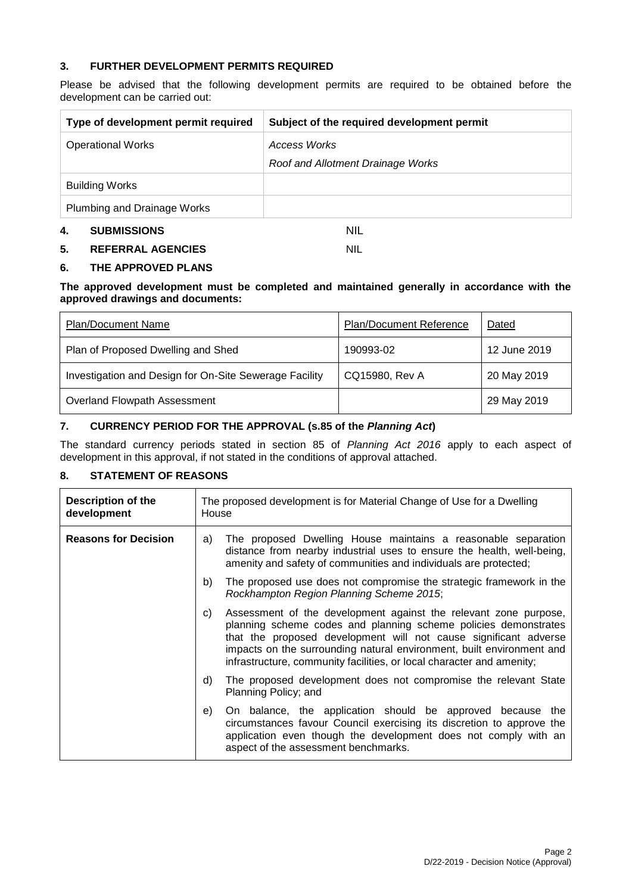## 3. FURTHER DEVELOPMENT PERMITS REQUIRED

Please be advised that the following development permits are required to be obtained before the development can be carried out:

| Type of development permit required | Subject of the required development permit |
|---|---|
| Operational Works | *Access Works*<br>*Roof and Allotment Drainage Works* |
| Building Works | |
| Plumbing and Drainage Works | |

## 4. SUBMISSIONS NIL

## 5. REFERRAL AGENCIES NIL

## 6. THE APPROVED PLANS

**The approved development must be completed and maintained generally in accordance with the approved drawings and documents:**

| Plan/Document Name | Plan/Document Reference | Dated |
|---|---|---|
| Plan of Proposed Dwelling and Shed | 190993-02 | 12 June 2019 |
| Investigation and Design for On-Site Sewerage Facility | CQ15980, Rev A | 20 May 2019 |
| Overland Flowpath Assessment | | 29 May 2019 |

## 7. CURRENCY PERIOD FOR THE APPROVAL (s.85 of the *Planning Act*)

The standard currency periods stated in section 85 of *Planning Act 2016* apply to each aspect of development in this approval, if not stated in the conditions of approval attached.

## 8. STATEMENT OF REASONS

| Description of the development | The proposed development is for Material Change of Use for a Dwelling House |
|---|---|
| **Reasons for Decision** | a) The proposed Dwelling House maintains a reasonable separation distance from nearby industrial uses to ensure the health, well-being, amenity and safety of communities and individuals are protected;<br>b) The proposed use does not compromise the strategic framework in the *Rockhampton Region Planning Scheme 2015*;<br>c) Assessment of the development against the relevant zone purpose, planning scheme codes and planning scheme policies demonstrates that the proposed development will not cause significant adverse impacts on the surrounding natural environment, built environment and infrastructure, community facilities, or local character and amenity;<br>d) The proposed development does not compromise the relevant State Planning Policy; and<br>e) On balance, the application should be approved because the circumstances favour Council exercising its discretion to approve the application even though the development does not comply with an aspect of the assessment benchmarks. |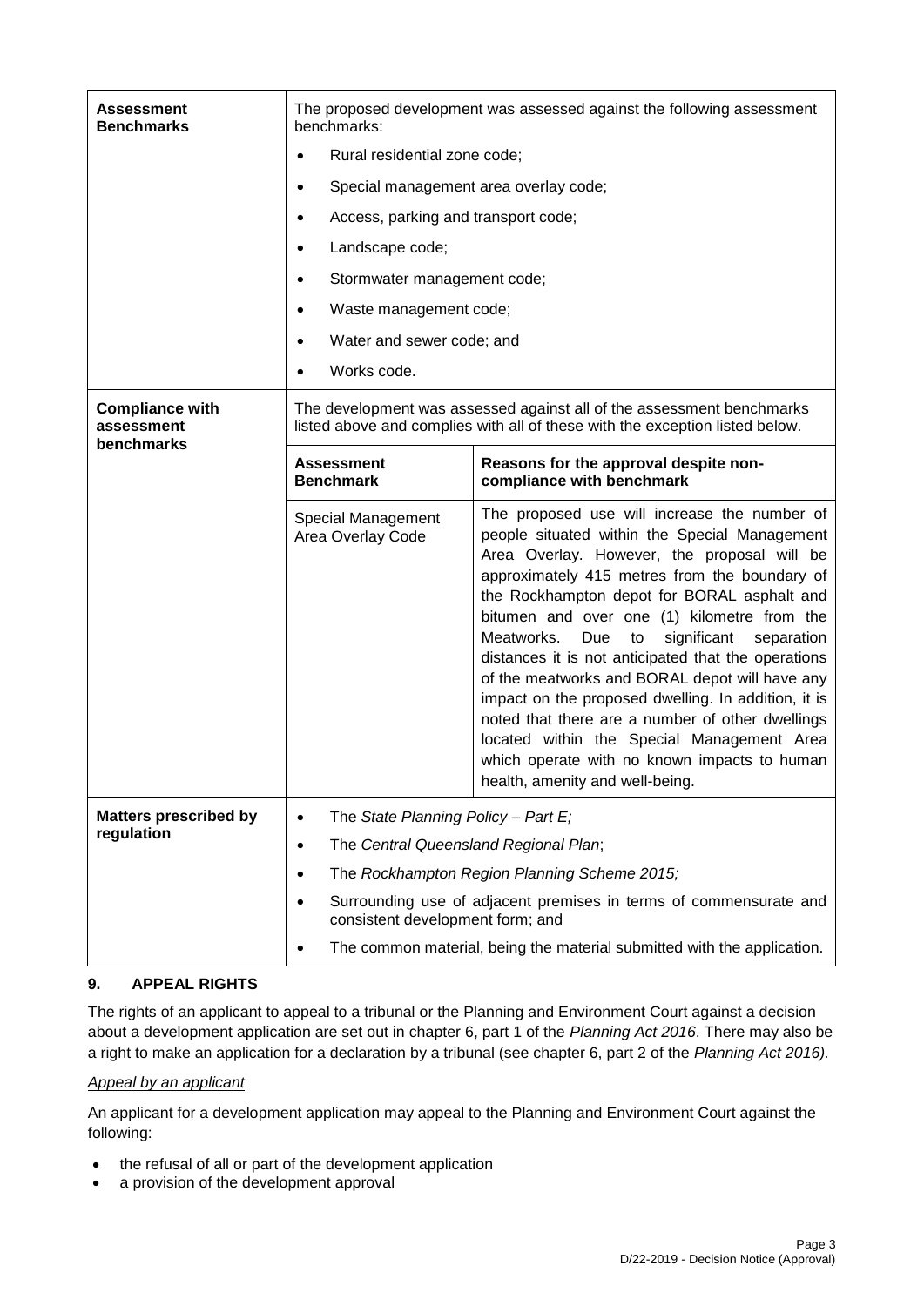| | | |
|---|---|---|
| **Assessment Benchmarks** | The proposed development was assessed against the following assessment benchmarks:<br>• Rural residential zone code;<br>• Special management area overlay code;<br>• Access, parking and transport code;<br>• Landscape code;<br>• Stormwater management code;<br>• Waste management code;<br>• Water and sewer code; and<br>• Works code. | |
| **Compliance with assessment benchmarks** | The development was assessed against all of the assessment benchmarks listed above and complies with all of these with the exception listed below. | |
| | **Assessment Benchmark** | **Reasons for the approval despite non-compliance with benchmark** |
| | Special Management Area Overlay Code | The proposed use will increase the number of people situated within the Special Management Area Overlay. However, the proposal will be approximately 415 metres from the boundary of the Rockhampton depot for BORAL asphalt and bitumen and over one (1) kilometre from the Meatworks. Due to significant separation distances it is not anticipated that the operations of the meatworks and BORAL depot will have any impact on the proposed dwelling. In addition, it is noted that there are a number of other dwellings located within the Special Management Area which operate with no known impacts to human health, amenity and well-being. |
| **Matters prescribed by regulation** | • The *State Planning Policy – Part E;*<br>• The *Central Queensland Regional Plan*;<br>• The *Rockhampton Region Planning Scheme 2015;*<br>• Surrounding use of adjacent premises in terms of commensurate and consistent development form; and<br>• The common material, being the material submitted with the application. | |

## 9. APPEAL RIGHTS

The rights of an applicant to appeal to a tribunal or the Planning and Environment Court against a decision about a development application are set out in chapter 6, part 1 of the *Planning Act 2016*. There may also be a right to make an application for a declaration by a tribunal (see chapter 6, part 2 of the *Planning Act 2016).*

*Appeal by an applicant*

An applicant for a development application may appeal to the Planning and Environment Court against the following:

- the refusal of all or part of the development application
- a provision of the development approval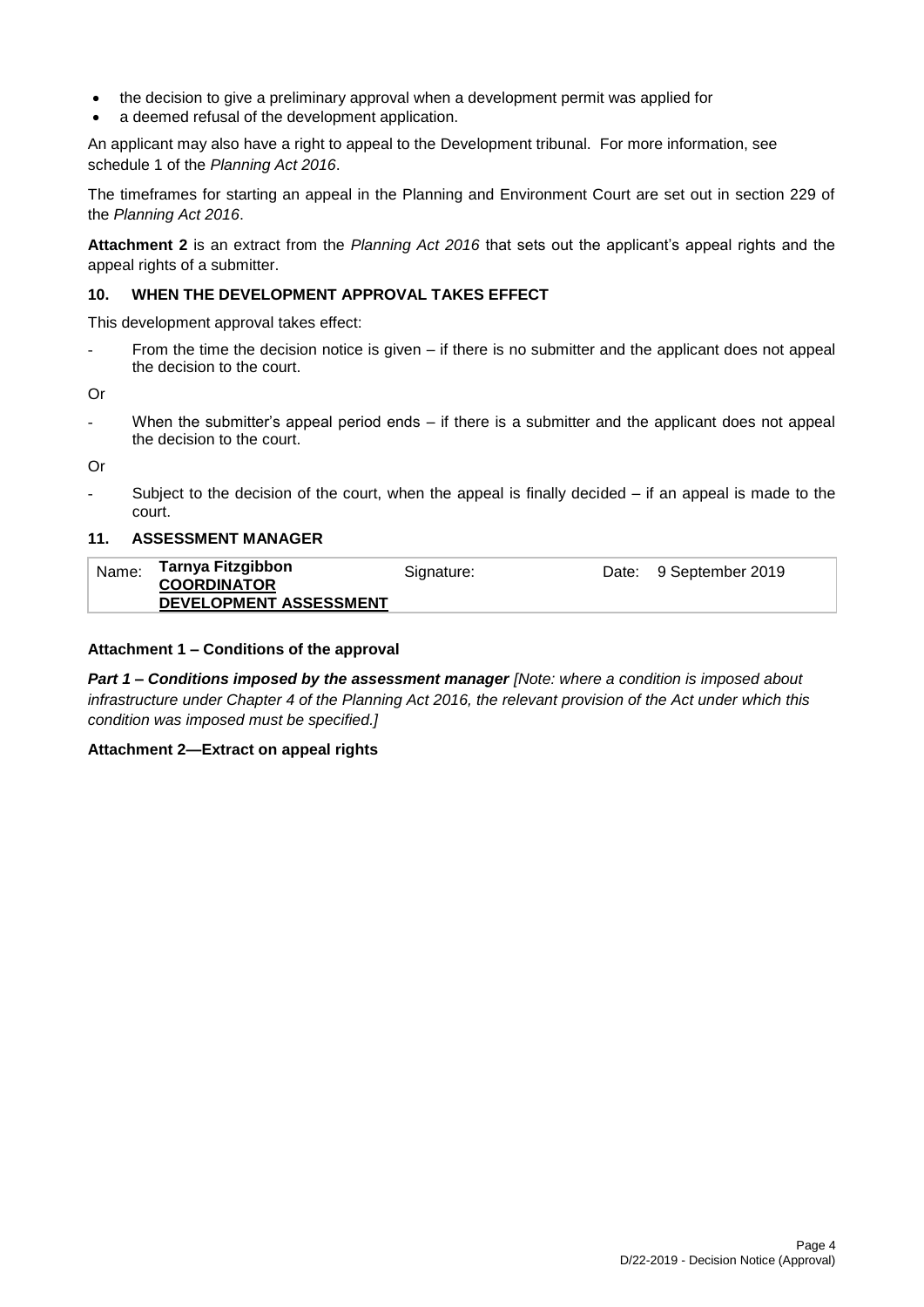- the decision to give a preliminary approval when a development permit was applied for
- a deemed refusal of the development application.

An applicant may also have a right to appeal to the Development tribunal. For more information, see schedule 1 of the *Planning Act 2016*.

The timeframes for starting an appeal in the Planning and Environment Court are set out in section 229 of the *Planning Act 2016*.

**Attachment 2** is an extract from the *Planning Act 2016* that sets out the applicant's appeal rights and the appeal rights of a submitter.

## 10. WHEN THE DEVELOPMENT APPROVAL TAKES EFFECT

This development approval takes effect:

- From the time the decision notice is given – if there is no submitter and the applicant does not appeal the decision to the court.

Or

- When the submitter's appeal period ends – if there is a submitter and the applicant does not appeal the decision to the court.

Or

- Subject to the decision of the court, when the appeal is finally decided – if an appeal is made to the court.

## 11. ASSESSMENT MANAGER

| Name: | **Tarnya Fitzgibbon** **COORDINATOR DEVELOPMENT ASSESSMENT** | Signature: | Date: 9 September 2019 |
|---|---|---|---|

**Attachment 1 – Conditions of the approval**

***Part 1 – Conditions imposed by the assessment manager*** *[Note: where a condition is imposed about infrastructure under Chapter 4 of the Planning Act 2016, the relevant provision of the Act under which this condition was imposed must be specified.]*

**Attachment 2—Extract on appeal rights**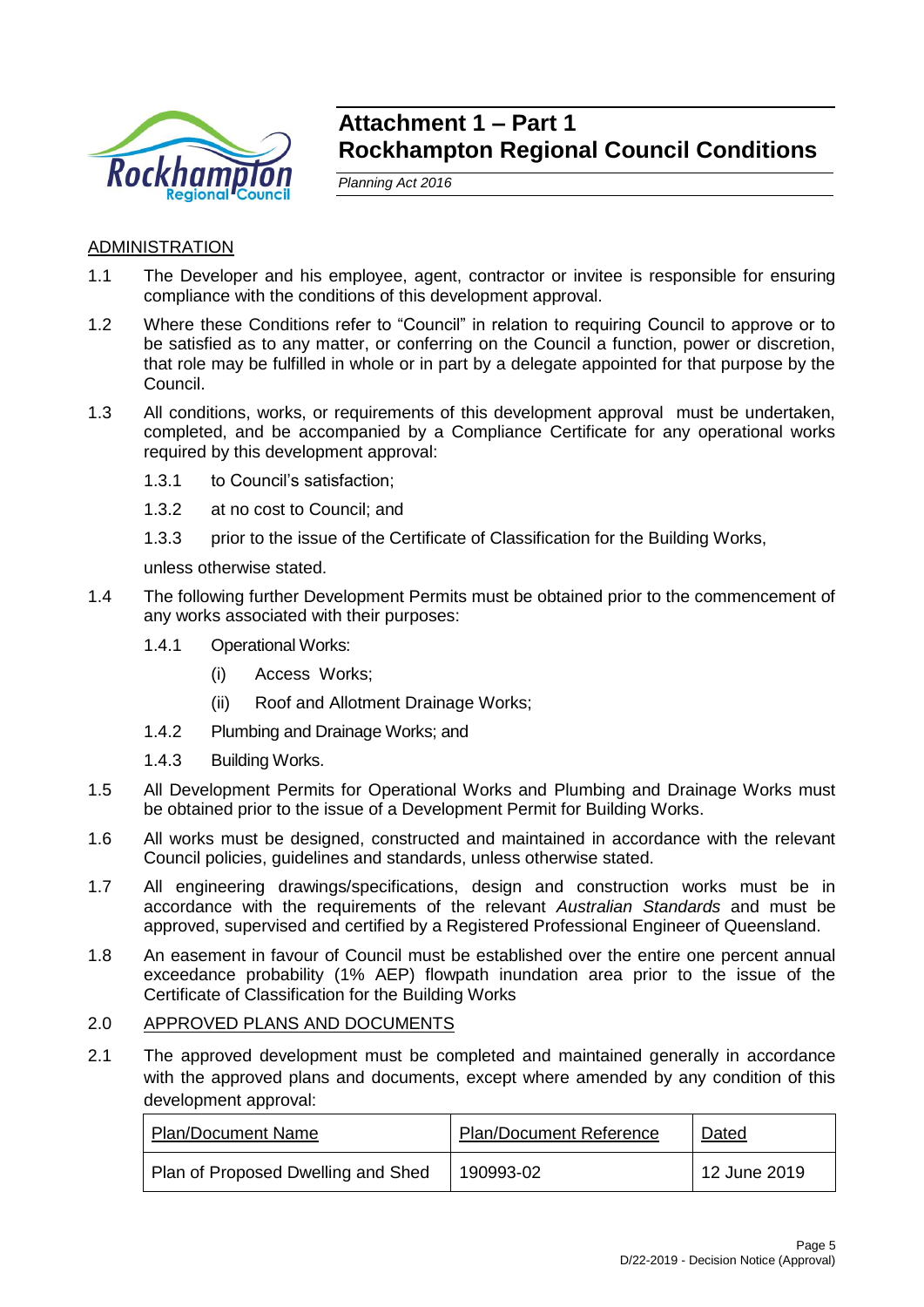# Attachment 1 – Part 1
# Rockhampton Regional Council Conditions

*Planning Act 2016*

## ADMINISTRATION

1.1 The Developer and his employee, agent, contractor or invitee is responsible for ensuring compliance with the conditions of this development approval.

1.2 Where these Conditions refer to "Council" in relation to requiring Council to approve or to be satisfied as to any matter, or conferring on the Council a function, power or discretion, that role may be fulfilled in whole or in part by a delegate appointed for that purpose by the Council.

1.3 All conditions, works, or requirements of this development approval must be undertaken, completed, and be accompanied by a Compliance Certificate for any operational works required by this development approval:

   1.3.1 to Council's satisfaction;

   1.3.2 at no cost to Council; and

   1.3.3 prior to the issue of the Certificate of Classification for the Building Works,

   unless otherwise stated.

1.4 The following further Development Permits must be obtained prior to the commencement of any works associated with their purposes:

   1.4.1 Operational Works:

      (i) Access Works;

      (ii) Roof and Allotment Drainage Works;

   1.4.2 Plumbing and Drainage Works; and

   1.4.3 Building Works.

1.5 All Development Permits for Operational Works and Plumbing and Drainage Works must be obtained prior to the issue of a Development Permit for Building Works.

1.6 All works must be designed, constructed and maintained in accordance with the relevant Council policies, guidelines and standards, unless otherwise stated.

1.7 All engineering drawings/specifications, design and construction works must be in accordance with the requirements of the relevant *Australian Standards* and must be approved, supervised and certified by a Registered Professional Engineer of Queensland.

1.8 An easement in favour of Council must be established over the entire one percent annual exceedance probability (1% AEP) flowpath inundation area prior to the issue of the Certificate of Classification for the Building Works

## 2.0 APPROVED PLANS AND DOCUMENTS

2.1 The approved development must be completed and maintained generally in accordance with the approved plans and documents, except where amended by any condition of this development approval:

| Plan/Document Name | Plan/Document Reference | Dated |
|---|---|---|
| Plan of Proposed Dwelling and Shed | 190993-02 | 12 June 2019 |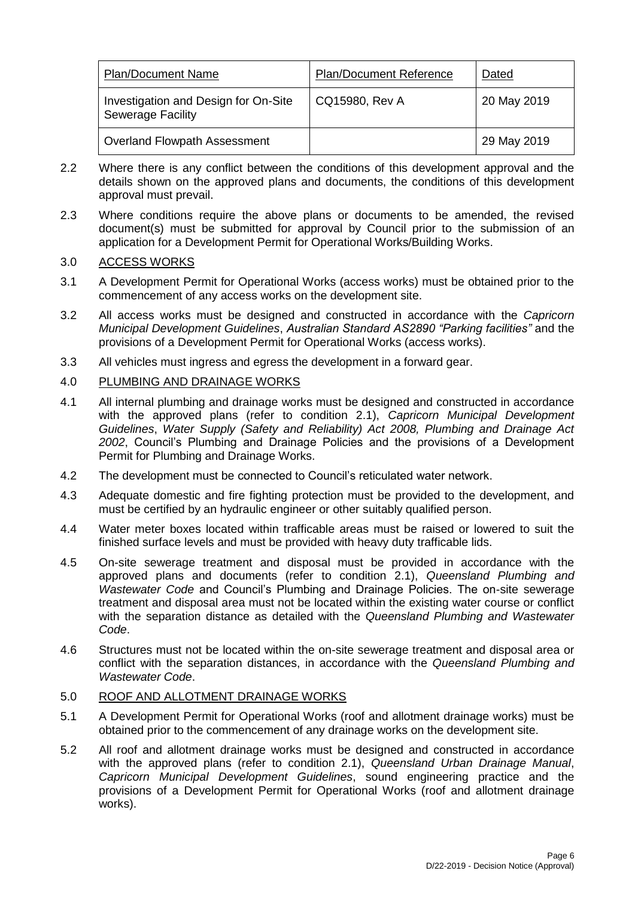| Plan/Document Name | Plan/Document Reference | Dated |
| --- | --- | --- |
| Investigation and Design for On-Site Sewerage Facility | CQ15980, Rev A | 20 May 2019 |
| Overland Flowpath Assessment | | 29 May 2019 |

2.2 Where there is any conflict between the conditions of this development approval and the details shown on the approved plans and documents, the conditions of this development approval must prevail.

2.3 Where conditions require the above plans or documents to be amended, the revised document(s) must be submitted for approval by Council prior to the submission of an application for a Development Permit for Operational Works/Building Works.

3.0 ACCESS WORKS

3.1 A Development Permit for Operational Works (access works) must be obtained prior to the commencement of any access works on the development site.

3.2 All access works must be designed and constructed in accordance with the *Capricorn Municipal Development Guidelines*, *Australian Standard AS2890 "Parking facilities"* and the provisions of a Development Permit for Operational Works (access works).

3.3 All vehicles must ingress and egress the development in a forward gear.

4.0 PLUMBING AND DRAINAGE WORKS

4.1 All internal plumbing and drainage works must be designed and constructed in accordance with the approved plans (refer to condition 2.1), *Capricorn Municipal Development Guidelines*, *Water Supply (Safety and Reliability) Act 2008, Plumbing and Drainage Act 2002*, Council's Plumbing and Drainage Policies and the provisions of a Development Permit for Plumbing and Drainage Works.

4.2 The development must be connected to Council's reticulated water network.

4.3 Adequate domestic and fire fighting protection must be provided to the development, and must be certified by an hydraulic engineer or other suitably qualified person.

4.4 Water meter boxes located within trafficable areas must be raised or lowered to suit the finished surface levels and must be provided with heavy duty trafficable lids.

4.5 On-site sewerage treatment and disposal must be provided in accordance with the approved plans and documents (refer to condition 2.1), *Queensland Plumbing and Wastewater Code* and Council's Plumbing and Drainage Policies. The on-site sewerage treatment and disposal area must not be located within the existing water course or conflict with the separation distance as detailed with the *Queensland Plumbing and Wastewater Code*.

4.6 Structures must not be located within the on-site sewerage treatment and disposal area or conflict with the separation distances, in accordance with the *Queensland Plumbing and Wastewater Code*.

5.0 ROOF AND ALLOTMENT DRAINAGE WORKS

5.1 A Development Permit for Operational Works (roof and allotment drainage works) must be obtained prior to the commencement of any drainage works on the development site.

5.2 All roof and allotment drainage works must be designed and constructed in accordance with the approved plans (refer to condition 2.1), *Queensland Urban Drainage Manual*, *Capricorn Municipal Development Guidelines*, sound engineering practice and the provisions of a Development Permit for Operational Works (roof and allotment drainage works).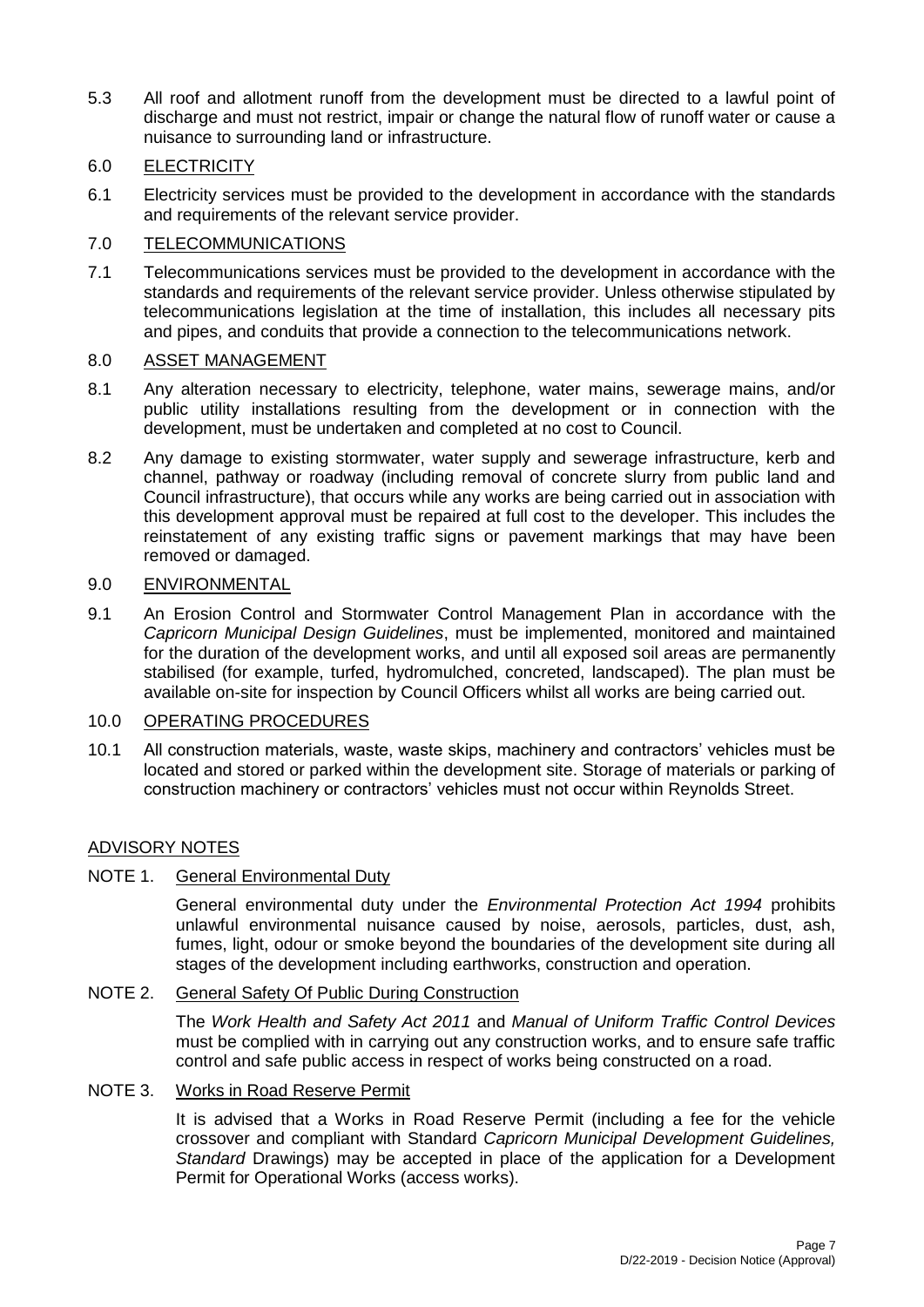5.3 All roof and allotment runoff from the development must be directed to a lawful point of discharge and must not restrict, impair or change the natural flow of runoff water or cause a nuisance to surrounding land or infrastructure.

6.0 ELECTRICITY

6.1 Electricity services must be provided to the development in accordance with the standards and requirements of the relevant service provider.

7.0 TELECOMMUNICATIONS

7.1 Telecommunications services must be provided to the development in accordance with the standards and requirements of the relevant service provider. Unless otherwise stipulated by telecommunications legislation at the time of installation, this includes all necessary pits and pipes, and conduits that provide a connection to the telecommunications network.

8.0 ASSET MANAGEMENT

8.1 Any alteration necessary to electricity, telephone, water mains, sewerage mains, and/or public utility installations resulting from the development or in connection with the development, must be undertaken and completed at no cost to Council.

8.2 Any damage to existing stormwater, water supply and sewerage infrastructure, kerb and channel, pathway or roadway (including removal of concrete slurry from public land and Council infrastructure), that occurs while any works are being carried out in association with this development approval must be repaired at full cost to the developer. This includes the reinstatement of any existing traffic signs or pavement markings that may have been removed or damaged.

9.0 ENVIRONMENTAL

9.1 An Erosion Control and Stormwater Control Management Plan in accordance with the *Capricorn Municipal Design Guidelines*, must be implemented, monitored and maintained for the duration of the development works, and until all exposed soil areas are permanently stabilised (for example, turfed, hydromulched, concreted, landscaped). The plan must be available on-site for inspection by Council Officers whilst all works are being carried out.

10.0 OPERATING PROCEDURES

10.1 All construction materials, waste, waste skips, machinery and contractors' vehicles must be located and stored or parked within the development site. Storage of materials or parking of construction machinery or contractors' vehicles must not occur within Reynolds Street.

## ADVISORY NOTES

NOTE 1. General Environmental Duty

General environmental duty under the *Environmental Protection Act 1994* prohibits unlawful environmental nuisance caused by noise, aerosols, particles, dust, ash, fumes, light, odour or smoke beyond the boundaries of the development site during all stages of the development including earthworks, construction and operation.

NOTE 2. General Safety Of Public During Construction

The *Work Health and Safety Act 2011* and *Manual of Uniform Traffic Control Devices* must be complied with in carrying out any construction works, and to ensure safe traffic control and safe public access in respect of works being constructed on a road.

NOTE 3. Works in Road Reserve Permit

It is advised that a Works in Road Reserve Permit (including a fee for the vehicle crossover and compliant with Standard *Capricorn Municipal Development Guidelines, Standard* Drawings) may be accepted in place of the application for a Development Permit for Operational Works (access works).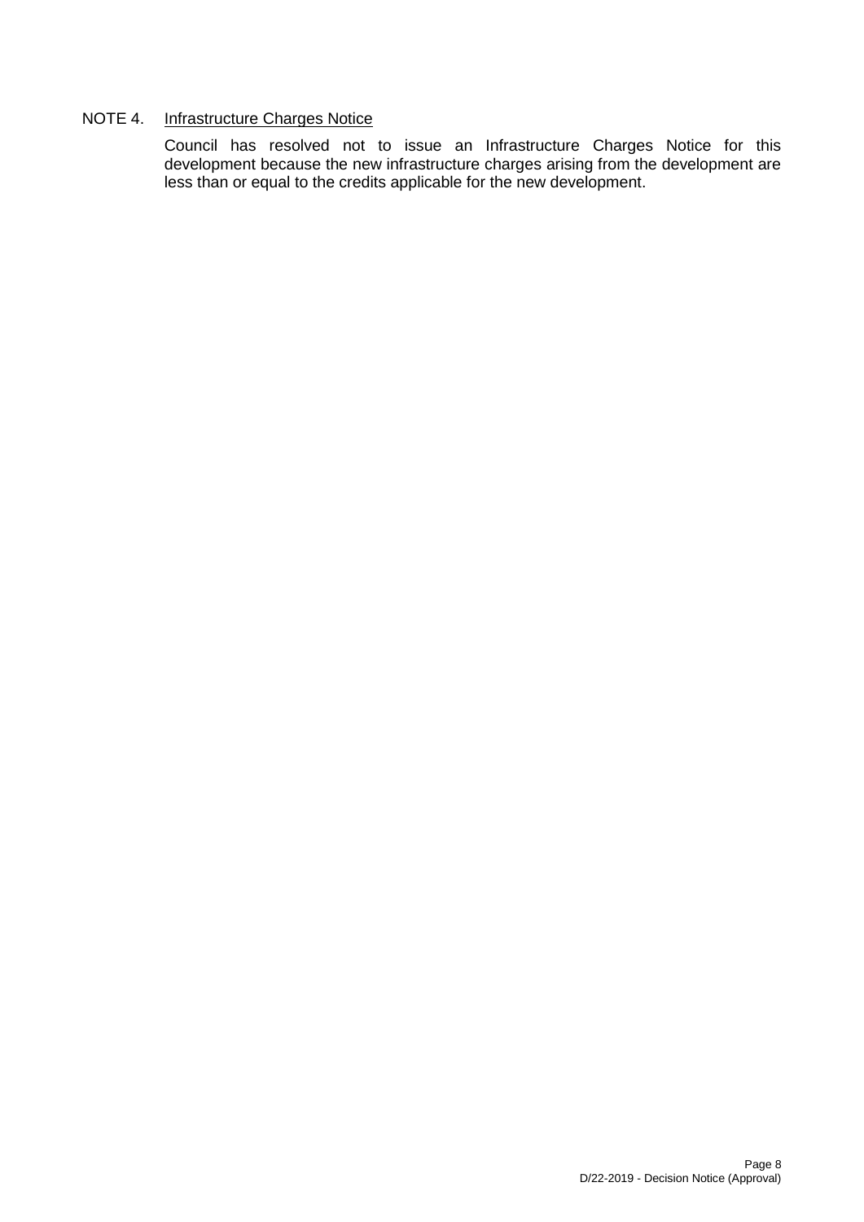NOTE 4. Infrastructure Charges Notice

Council has resolved not to issue an Infrastructure Charges Notice for this development because the new infrastructure charges arising from the development are less than or equal to the credits applicable for the new development.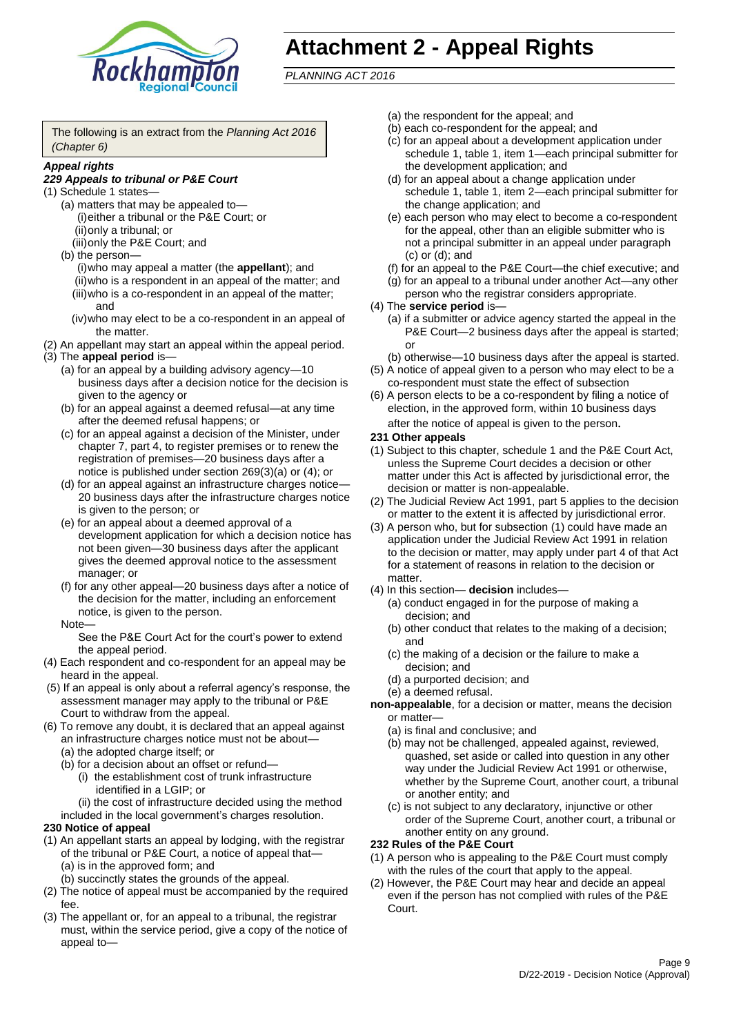# Attachment 2 - Appeal Rights

*PLANNING ACT 2016*

The following is an extract from the *Planning Act 2016 (Chapter 6)*

***Appeal rights***

***229 Appeals to tribunal or P&E Court***

(1) Schedule 1 states—

- (a) matters that may be appealed to—
  - (i) either a tribunal or the P&E Court; or
  - (ii) only a tribunal; or
  - (iii) only the P&E Court; and
- (b) the person—
  - (i) who may appeal a matter (the **appellant**); and
  - (ii) who is a respondent in an appeal of the matter; and
  - (iii) who is a co-respondent in an appeal of the matter; and
  - (iv) who may elect to be a co-respondent in an appeal of the matter.

(2) An appellant may start an appeal within the appeal period.

(3) The **appeal period** is—

- (a) for an appeal by a building advisory agency—10 business days after a decision notice for the decision is given to the agency or
- (b) for an appeal against a deemed refusal—at any time after the deemed refusal happens; or
- (c) for an appeal against a decision of the Minister, under chapter 7, part 4, to register premises or to renew the registration of premises—20 business days after a notice is published under section 269(3)(a) or (4); or
- (d) for an appeal against an infrastructure charges notice—20 business days after the infrastructure charges notice is given to the person; or
- (e) for an appeal about a deemed approval of a development application for which a decision notice has not been given—30 business days after the applicant gives the deemed approval notice to the assessment manager; or
- (f) for any other appeal—20 business days after a notice of the decision for the matter, including an enforcement notice, is given to the person.

Note—

See the P&E Court Act for the court's power to extend the appeal period.

(4) Each respondent and co-respondent for an appeal may be heard in the appeal.

(5) If an appeal is only about a referral agency's response, the assessment manager may apply to the tribunal or P&E Court to withdraw from the appeal.

(6) To remove any doubt, it is declared that an appeal against an infrastructure charges notice must not be about—

- (a) the adopted charge itself; or
- (b) for a decision about an offset or refund—
  - (i) the establishment cost of trunk infrastructure identified in a LGIP; or
  - (ii) the cost of infrastructure decided using the method

included in the local government's charges resolution.

**230 Notice of appeal**

(1) An appellant starts an appeal by lodging, with the registrar of the tribunal or P&E Court, a notice of appeal that—

- (a) is in the approved form; and
- (b) succinctly states the grounds of the appeal.

(2) The notice of appeal must be accompanied by the required fee.

(3) The appellant or, for an appeal to a tribunal, the registrar must, within the service period, give a copy of the notice of appeal to—

- (a) the respondent for the appeal; and
- (b) each co-respondent for the appeal; and
- (c) for an appeal about a development application under schedule 1, table 1, item 1—each principal submitter for the development application; and
- (d) for an appeal about a change application under schedule 1, table 1, item 2—each principal submitter for the change application; and
- (e) each person who may elect to become a co-respondent for the appeal, other than an eligible submitter who is not a principal submitter in an appeal under paragraph (c) or (d); and
- (f) for an appeal to the P&E Court—the chief executive; and
- (g) for an appeal to a tribunal under another Act—any other person who the registrar considers appropriate.

(4) The **service period** is—

- (a) if a submitter or advice agency started the appeal in the P&E Court—2 business days after the appeal is started; or
- (b) otherwise—10 business days after the appeal is started.

(5) A notice of appeal given to a person who may elect to be a co-respondent must state the effect of subsection

(6) A person elects to be a co-respondent by filing a notice of election, in the approved form, within 10 business days after the notice of appeal is given to the person**.**

**231 Other appeals**

(1) Subject to this chapter, schedule 1 and the P&E Court Act, unless the Supreme Court decides a decision or other matter under this Act is affected by jurisdictional error, the decision or matter is non-appealable.

(2) The Judicial Review Act 1991, part 5 applies to the decision or matter to the extent it is affected by jurisdictional error.

(3) A person who, but for subsection (1) could have made an application under the Judicial Review Act 1991 in relation to the decision or matter, may apply under part 4 of that Act for a statement of reasons in relation to the decision or matter.

(4) In this section— **decision** includes—

- (a) conduct engaged in for the purpose of making a decision; and
- (b) other conduct that relates to the making of a decision; and
- (c) the making of a decision or the failure to make a decision; and
- (d) a purported decision; and
- (e) a deemed refusal.

**non-appealable**, for a decision or matter, means the decision or matter—

- (a) is final and conclusive; and
- (b) may not be challenged, appealed against, reviewed, quashed, set aside or called into question in any other way under the Judicial Review Act 1991 or otherwise, whether by the Supreme Court, another court, a tribunal or another entity; and
- (c) is not subject to any declaratory, injunctive or other order of the Supreme Court, another court, a tribunal or another entity on any ground.

**232 Rules of the P&E Court**

(1) A person who is appealing to the P&E Court must comply with the rules of the court that apply to the appeal.

(2) However, the P&E Court may hear and decide an appeal even if the person has not complied with rules of the P&E Court.

D/22-2019 - Decision Notice (Approval)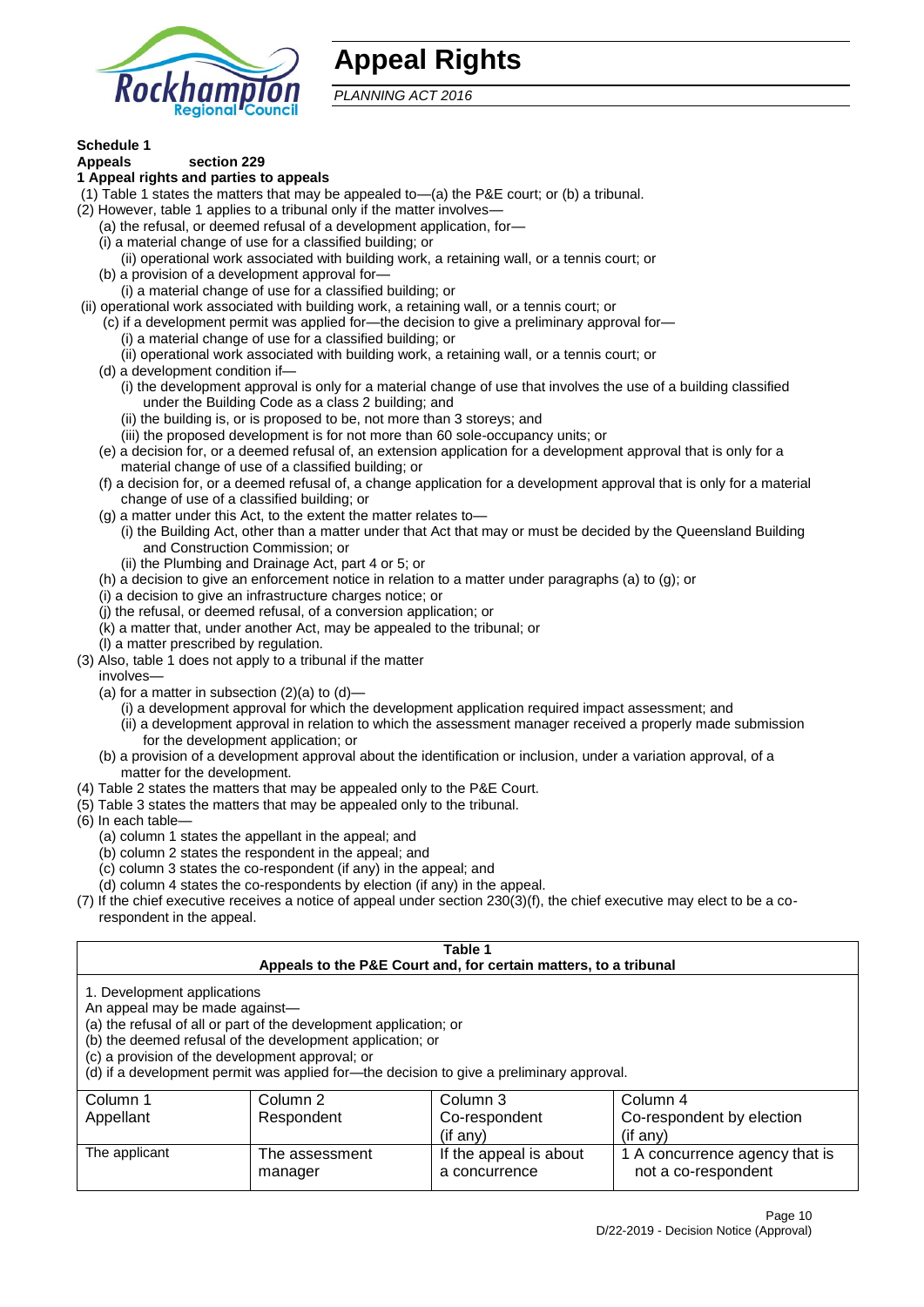# Appeal Rights

*PLANNING ACT 2016*

**Schedule 1**

**Appeals section 229**

**1 Appeal rights and parties to appeals**

(1) Table 1 states the matters that may be appealed to—(a) the P&E court; or (b) a tribunal.

(2) However, table 1 applies to a tribunal only if the matter involves—

(a) the refusal, or deemed refusal of a development application, for—

(i) a material change of use for a classified building; or

(ii) operational work associated with building work, a retaining wall, or a tennis court; or

(b) a provision of a development approval for—

(i) a material change of use for a classified building; or

(ii) operational work associated with building work, a retaining wall, or a tennis court; or

(c) if a development permit was applied for—the decision to give a preliminary approval for—

(i) a material change of use for a classified building; or

(ii) operational work associated with building work, a retaining wall, or a tennis court; or

(d) a development condition if—

(i) the development approval is only for a material change of use that involves the use of a building classified under the Building Code as a class 2 building; and

(ii) the building is, or is proposed to be, not more than 3 storeys; and

(iii) the proposed development is for not more than 60 sole-occupancy units; or

(e) a decision for, or a deemed refusal of, an extension application for a development approval that is only for a material change of use of a classified building; or

(f) a decision for, or a deemed refusal of, a change application for a development approval that is only for a material change of use of a classified building; or

(g) a matter under this Act, to the extent the matter relates to—

(i) the Building Act, other than a matter under that Act that may or must be decided by the Queensland Building and Construction Commission; or

(ii) the Plumbing and Drainage Act, part 4 or 5; or

(h) a decision to give an enforcement notice in relation to a matter under paragraphs (a) to (g); or

(i) a decision to give an infrastructure charges notice; or

(j) the refusal, or deemed refusal, of a conversion application; or

(k) a matter that, under another Act, may be appealed to the tribunal; or

(l) a matter prescribed by regulation.

(3) Also, table 1 does not apply to a tribunal if the matter involves—

(a) for a matter in subsection (2)(a) to (d)—

(i) a development approval for which the development application required impact assessment; and

(ii) a development approval in relation to which the assessment manager received a properly made submission for the development application; or

(b) a provision of a development approval about the identification or inclusion, under a variation approval, of a matter for the development.

(4) Table 2 states the matters that may be appealed only to the P&E Court.

(5) Table 3 states the matters that may be appealed only to the tribunal.

(6) In each table—

(a) column 1 states the appellant in the appeal; and

(b) column 2 states the respondent in the appeal; and

(c) column 3 states the co-respondent (if any) in the appeal; and

(d) column 4 states the co-respondents by election (if any) in the appeal.

(7) If the chief executive receives a notice of appeal under section 230(3)(f), the chief executive may elect to be a co-respondent in the appeal.

**Table 1**
**Appeals to the P&E Court and, for certain matters, to a tribunal**

1. Development applications

An appeal may be made against—

(a) the refusal of all or part of the development application; or

(b) the deemed refusal of the development application; or

(c) a provision of the development approval; or

(d) if a development permit was applied for—the decision to give a preliminary approval.

| Column 1 Appellant | Column 2 Respondent | Column 3 Co-respondent (if any) | Column 4 Co-respondent by election (if any) |
|---|---|---|---|
| The applicant | The assessment manager | If the appeal is about a concurrence | 1 A concurrence agency that is not a co-respondent |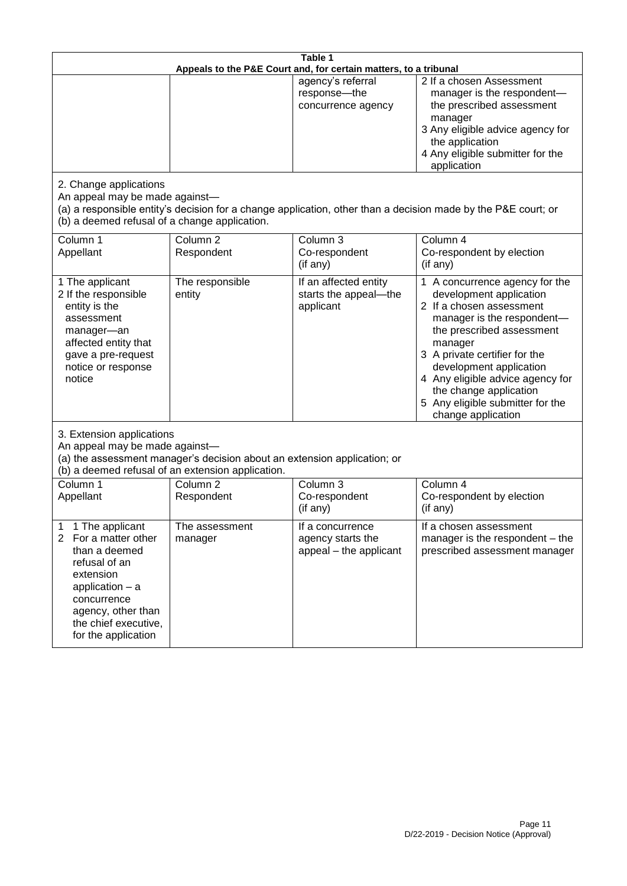| Table 1 | | | |
|---|---|---|---|
| Appeals to the P&E Court and, for certain matters, to a tribunal | | | |
| | | agency's referral response—the concurrence agency | 2 If a chosen Assessment manager is the respondent—the prescribed assessment manager<br>3 Any eligible advice agency for the application<br>4 Any eligible submitter for the application |

2. Change applications

An appeal may be made against—
(a) a responsible entity's decision for a change application, other than a decision made by the P&E court; or
(b) a deemed refusal of a change application.

| Column 1<br>Appellant | Column 2<br>Respondent | Column 3<br>Co-respondent<br>(if any) | Column 4<br>Co-respondent by election<br>(if any) |
|---|---|---|---|
| 1 The applicant<br>2 If the responsible entity is the assessment manager—an affected entity that gave a pre-request notice or response notice | The responsible entity | If an affected entity starts the appeal—the applicant | 1 A concurrence agency for the development application<br>2 If a chosen assessment manager is the respondent—the prescribed assessment manager<br>3 A private certifier for the development application<br>4 Any eligible advice agency for the change application<br>5 Any eligible submitter for the change application |

3. Extension applications

An appeal may be made against—
(a) the assessment manager's decision about an extension application; or
(b) a deemed refusal of an extension application.

| Column 1<br>Appellant | Column 2<br>Respondent | Column 3<br>Co-respondent<br>(if any) | Column 4<br>Co-respondent by election<br>(if any) |
|---|---|---|---|
| 1 1 The applicant<br>2 For a matter other than a deemed refusal of an extension application – a concurrence agency, other than the chief executive, for the application | The assessment manager | If a concurrence agency starts the appeal – the applicant | If a chosen assessment manager is the respondent – the prescribed assessment manager |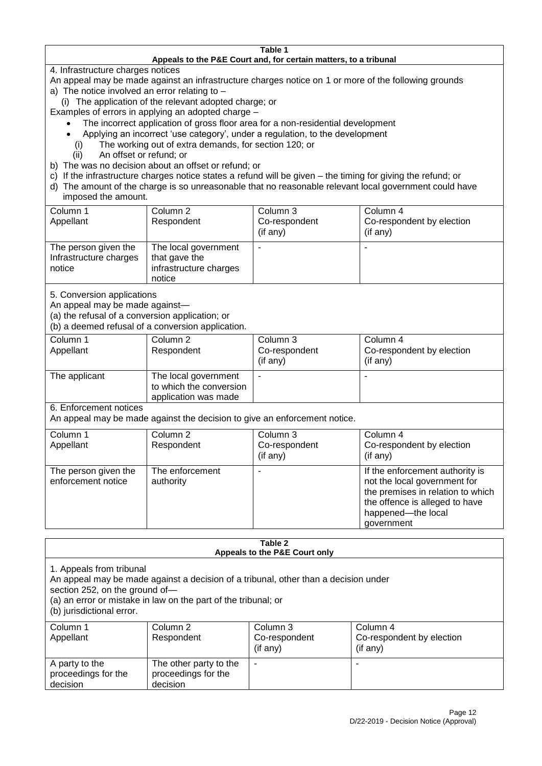**Table 1**
**Appeals to the P&E Court and, for certain matters, to a tribunal**

4. Infrastructure charges notices

An appeal may be made against an infrastructure charges notice on 1 or more of the following grounds

a) The notice involved an error relating to –

(i) The application of the relevant adopted charge; or

Examples of errors in applying an adopted charge –

- The incorrect application of gross floor area for a non-residential development
- Applying an incorrect 'use category', under a regulation, to the development

(i) The working out of extra demands, for section 120; or

(ii) An offset or refund; or

b) The was no decision about an offset or refund; or

c) If the infrastructure charges notice states a refund will be given – the timing for giving the refund; or

d) The amount of the charge is so unreasonable that no reasonable relevant local government could have imposed the amount.

| Column 1<br>Appellant | Column 2<br>Respondent | Column 3<br>Co-respondent<br>(if any) | Column 4<br>Co-respondent by election<br>(if any) |
|---|---|---|---|
| The person given the Infrastructure charges notice | The local government that gave the infrastructure charges notice | - | - |

5. Conversion applications

An appeal may be made against—

(a) the refusal of a conversion application; or

(b) a deemed refusal of a conversion application.

| Column 1<br>Appellant | Column 2<br>Respondent | Column 3<br>Co-respondent<br>(if any) | Column 4<br>Co-respondent by election<br>(if any) |
|---|---|---|---|
| The applicant | The local government to which the conversion application was made | - | - |

6. Enforcement notices

An appeal may be made against the decision to give an enforcement notice.

| Column 1<br>Appellant | Column 2<br>Respondent | Column 3<br>Co-respondent<br>(if any) | Column 4<br>Co-respondent by election<br>(if any) |
|---|---|---|---|
| The person given the enforcement notice | The enforcement authority | - | If the enforcement authority is not the local government for the premises in relation to which the offence is alleged to have happened—the local government |

**Table 2**
**Appeals to the P&E Court only**

1. Appeals from tribunal

An appeal may be made against a decision of a tribunal, other than a decision under section 252, on the ground of—

(a) an error or mistake in law on the part of the tribunal; or

(b) jurisdictional error.

| Column 1<br>Appellant | Column 2<br>Respondent | Column 3<br>Co-respondent<br>(if any) | Column 4<br>Co-respondent by election<br>(if any) |
|---|---|---|---|
| A party to the proceedings for the decision | The other party to the proceedings for the decision | - | - |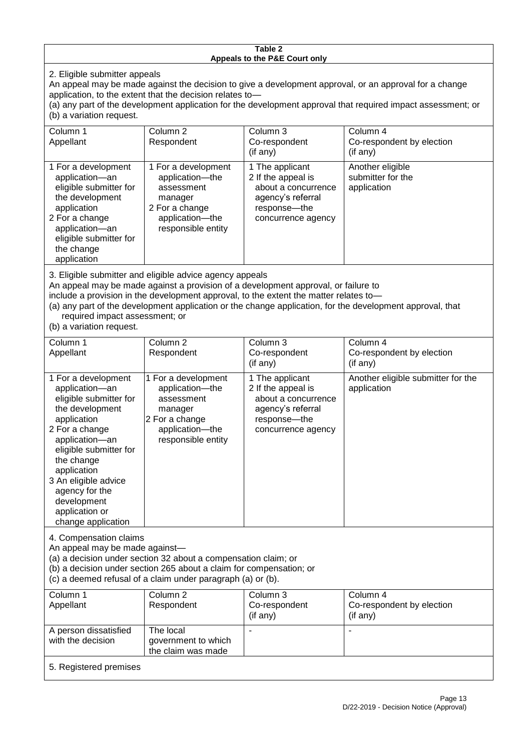**Table 2**
**Appeals to the P&E Court only**

2. Eligible submitter appeals

An appeal may be made against the decision to give a development approval, or an approval for a change application, to the extent that the decision relates to—

(a) any part of the development application for the development approval that required impact assessment; or

(b) a variation request.

| Column 1<br>Appellant | Column 2<br>Respondent | Column 3<br>Co-respondent<br>(if any) | Column 4<br>Co-respondent by election<br>(if any) |
|---|---|---|---|
| 1 For a development application—an eligible submitter for the development application<br>2 For a change application—an eligible submitter for the change application | 1 For a development application—the assessment manager<br>2 For a change application—the responsible entity | 1 The applicant<br>2 If the appeal is about a concurrence agency's referral response—the concurrence agency | Another eligible submitter for the application |

3. Eligible submitter and eligible advice agency appeals

An appeal may be made against a provision of a development approval, or failure to include a provision in the development approval, to the extent the matter relates to—

(a) any part of the development application or the change application, for the development approval, that required impact assessment; or

(b) a variation request.

| Column 1<br>Appellant | Column 2<br>Respondent | Column 3<br>Co-respondent<br>(if any) | Column 4<br>Co-respondent by election<br>(if any) |
|---|---|---|---|
| 1 For a development application—an eligible submitter for the development application<br>2 For a change application—an eligible submitter for the change application<br>3 An eligible advice agency for the development application or change application | 1 For a development application—the assessment manager<br>2 For a change application—the responsible entity | 1 The applicant<br>2 If the appeal is about a concurrence agency's referral response—the concurrence agency | Another eligible submitter for the application |

4. Compensation claims

An appeal may be made against—

(a) a decision under section 32 about a compensation claim; or

(b) a decision under section 265 about a claim for compensation; or

(c) a deemed refusal of a claim under paragraph (a) or (b).

| Column 1<br>Appellant | Column 2<br>Respondent | Column 3<br>Co-respondent<br>(if any) | Column 4<br>Co-respondent by election<br>(if any) |
|---|---|---|---|
| A person dissatisfied with the decision | The local government to which the claim was made | - | - |

5. Registered premises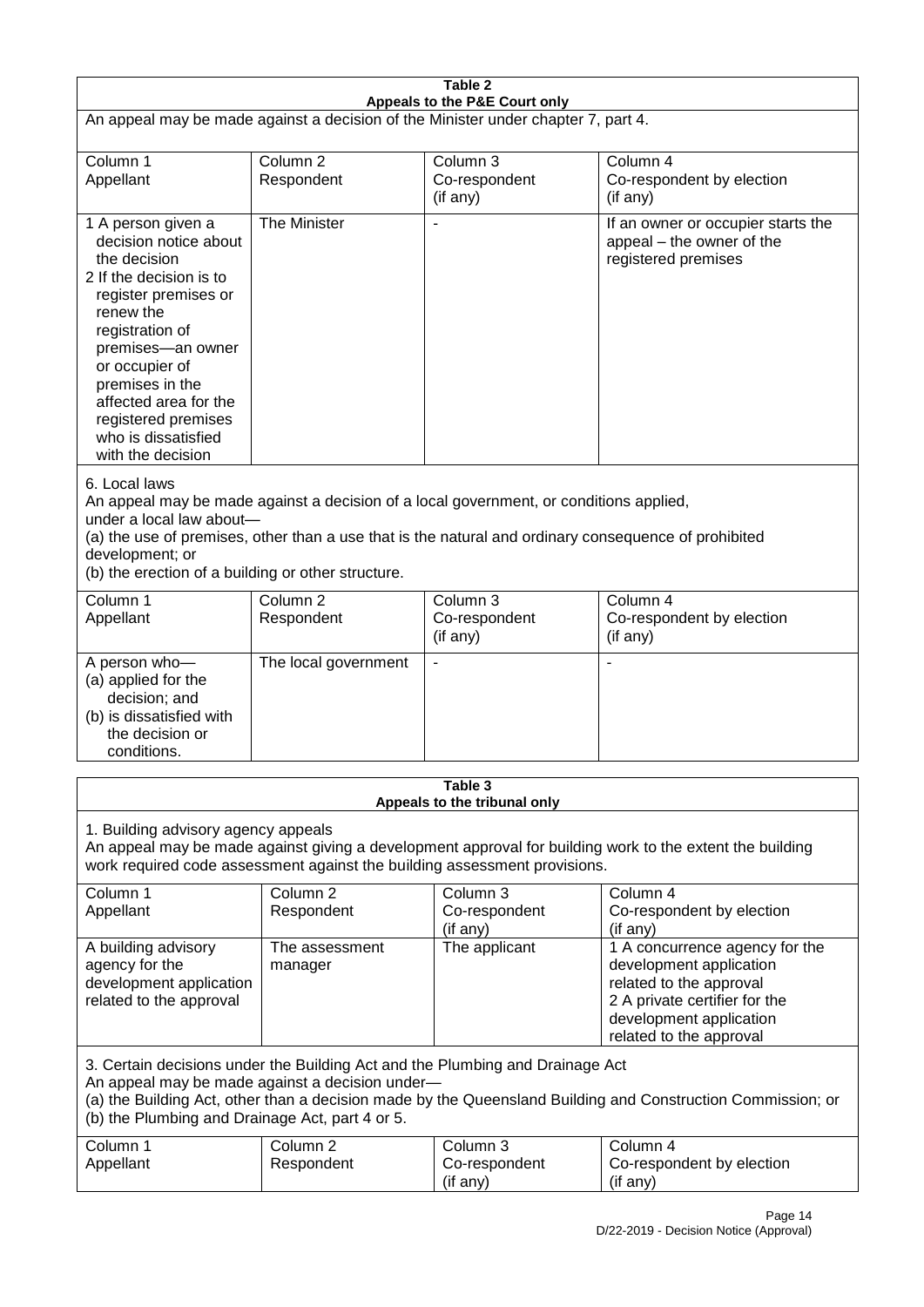**Table 2**
**Appeals to the P&E Court only**

An appeal may be made against a decision of the Minister under chapter 7, part 4.

| Column 1<br>Appellant | Column 2<br>Respondent | Column 3<br>Co-respondent<br>(if any) | Column 4<br>Co-respondent by election<br>(if any) |
|---|---|---|---|
| 1 A person given a decision notice about the decision<br>2 If the decision is to register premises or renew the registration of premises—an owner or occupier of premises in the affected area for the registered premises who is dissatisfied with the decision | The Minister | - | If an owner or occupier starts the appeal – the owner of the registered premises |

6. Local laws

An appeal may be made against a decision of a local government, or conditions applied, under a local law about—

(a) the use of premises, other than a use that is the natural and ordinary consequence of prohibited development; or

(b) the erection of a building or other structure.

| Column 1<br>Appellant | Column 2<br>Respondent | Column 3<br>Co-respondent<br>(if any) | Column 4<br>Co-respondent by election<br>(if any) |
|---|---|---|---|
| A person who—<br>(a) applied for the decision; and<br>(b) is dissatisfied with the decision or conditions. | The local government | - | - |

**Table 3**
**Appeals to the tribunal only**

1. Building advisory agency appeals

An appeal may be made against giving a development approval for building work to the extent the building work required code assessment against the building assessment provisions.

| Column 1<br>Appellant | Column 2<br>Respondent | Column 3<br>Co-respondent<br>(if any) | Column 4<br>Co-respondent by election<br>(if any) |
|---|---|---|---|
| A building advisory agency for the development application related to the approval | The assessment manager | The applicant | 1 A concurrence agency for the development application related to the approval<br>2 A private certifier for the development application related to the approval |

3. Certain decisions under the Building Act and the Plumbing and Drainage Act

An appeal may be made against a decision under—

(a) the Building Act, other than a decision made by the Queensland Building and Construction Commission; or

(b) the Plumbing and Drainage Act, part 4 or 5.

| Column 1<br>Appellant | Column 2<br>Respondent | Column 3<br>Co-respondent<br>(if any) | Column 4<br>Co-respondent by election<br>(if any) |
|---|---|---|---|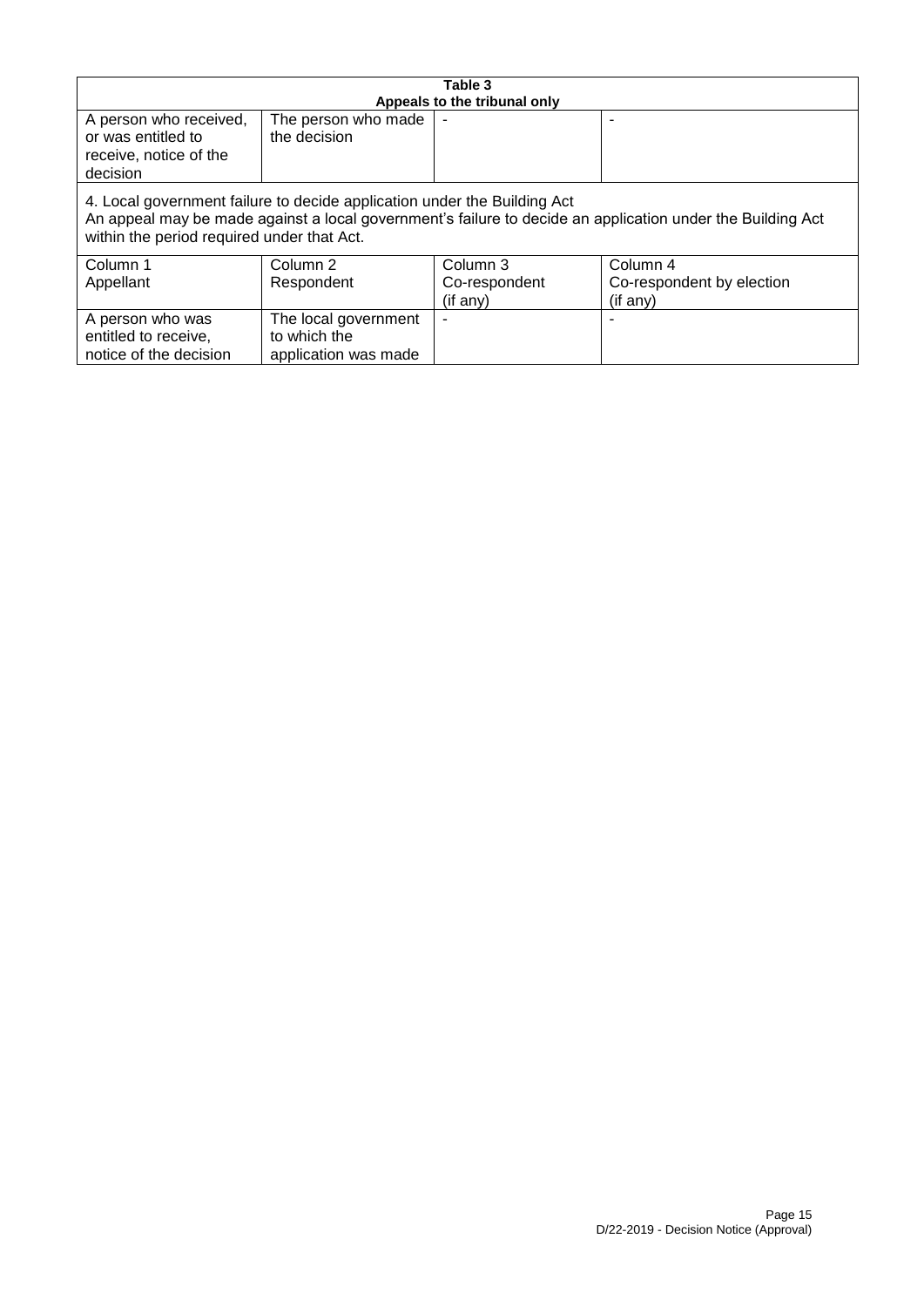| Table 3<br>Appeals to the tribunal only | | | |
|---|---|---|---|
| A person who received, or was entitled to receive, notice of the decision | The person who made the decision | - | - |
| 4. Local government failure to decide application under the Building Act<br>An appeal may be made against a local government's failure to decide an application under the Building Act within the period required under that Act. | | | |
| Column 1<br>Appellant | Column 2<br>Respondent | Column 3<br>Co-respondent (if any) | Column 4<br>Co-respondent by election (if any) |
| A person who was entitled to receive, notice of the decision | The local government to which the application was made | - | - |

D/22-2019 - Decision Notice (Approval)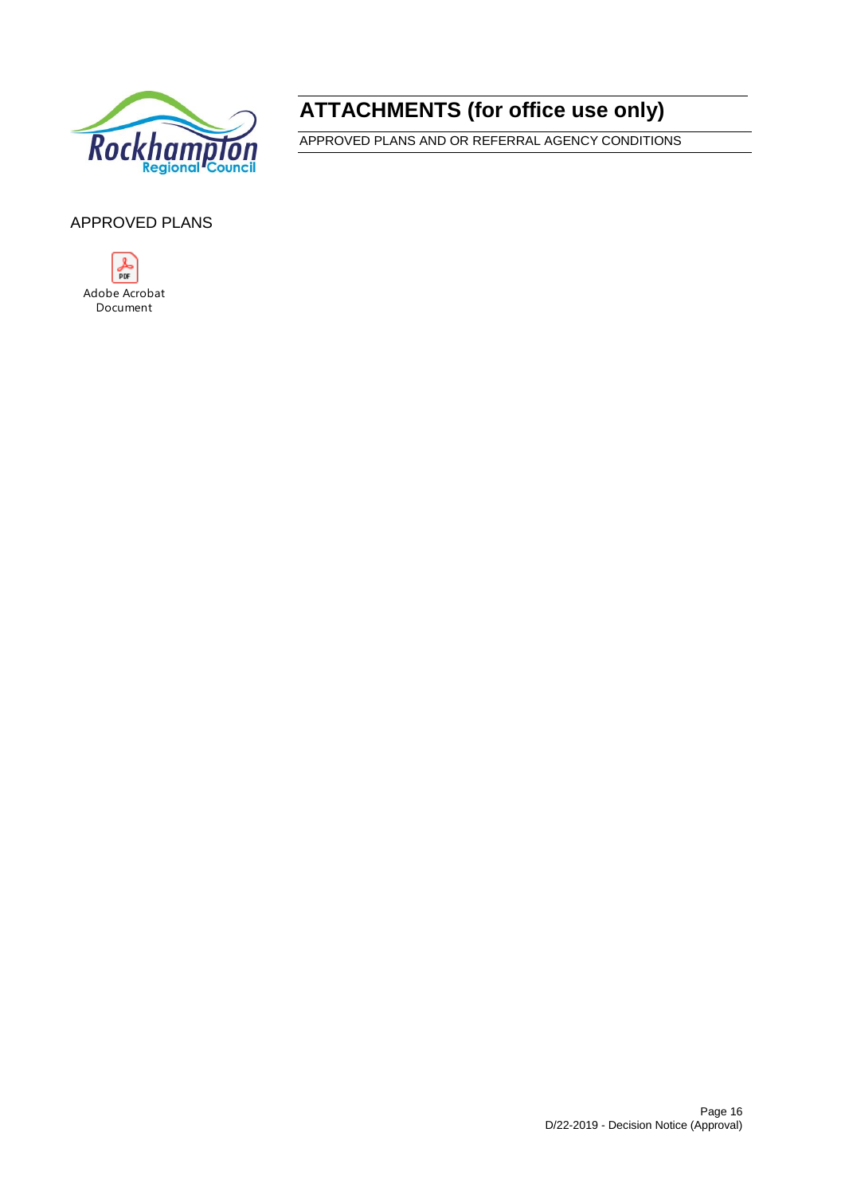# ATTACHMENTS (for office use only)

APPROVED PLANS AND OR REFERRAL AGENCY CONDITIONS

APPROVED PLANS

Adobe Acrobat Document